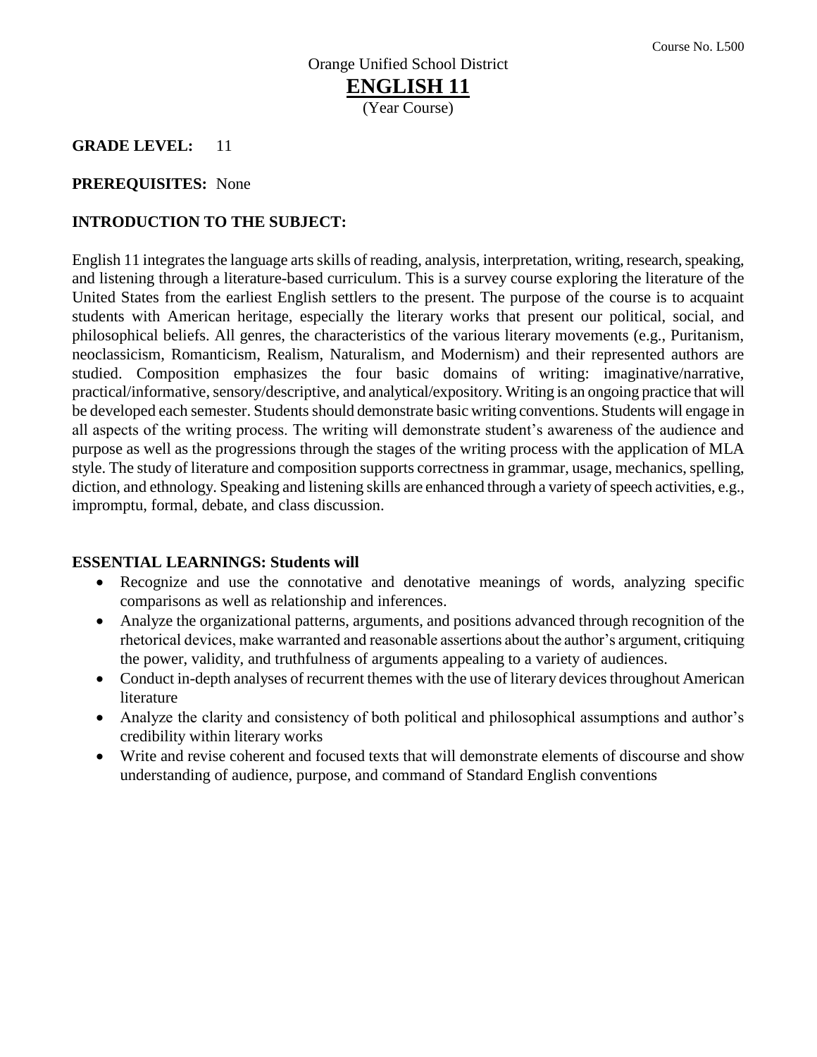Course No. L500

Orange Unified School District

# ENGLISH 11

(Year Course)

**GRADE LEVEL:** 11

**PREREQUISITES:** None

## INTRODUCTION TO THE SUBJECT:

English 11 integrates the language arts skills of reading, analysis, interpretation, writing, research, speaking, and listening through a literature-based curriculum. This is a survey course exploring the literature of the United States from the earliest English settlers to the present. The purpose of the course is to acquaint students with American heritage, especially the literary works that present our political, social, and philosophical beliefs. All genres, the characteristics of the various literary movements (e.g., Puritanism, neoclassicism, Romanticism, Realism, Naturalism, and Modernism) and their represented authors are studied. Composition emphasizes the four basic domains of writing: imaginative/narrative, practical/informative, sensory/descriptive, and analytical/expository. Writing is an ongoing practice that will be developed each semester. Students should demonstrate basic writing conventions. Students will engage in all aspects of the writing process. The writing will demonstrate student's awareness of the audience and purpose as well as the progressions through the stages of the writing process with the application of MLA style. The study of literature and composition supports correctness in grammar, usage, mechanics, spelling, diction, and ethnology. Speaking and listening skills are enhanced through a variety of speech activities, e.g., impromptu, formal, debate, and class discussion.

## ESSENTIAL LEARNINGS: Students will

- Recognize and use the connotative and denotative meanings of words, analyzing specific comparisons as well as relationship and inferences.
- Analyze the organizational patterns, arguments, and positions advanced through recognition of the rhetorical devices, make warranted and reasonable assertions about the author's argument, critiquing the power, validity, and truthfulness of arguments appealing to a variety of audiences.
- Conduct in-depth analyses of recurrent themes with the use of literary devices throughout American literature
- Analyze the clarity and consistency of both political and philosophical assumptions and author's credibility within literary works
- Write and revise coherent and focused texts that will demonstrate elements of discourse and show understanding of audience, purpose, and command of Standard English conventions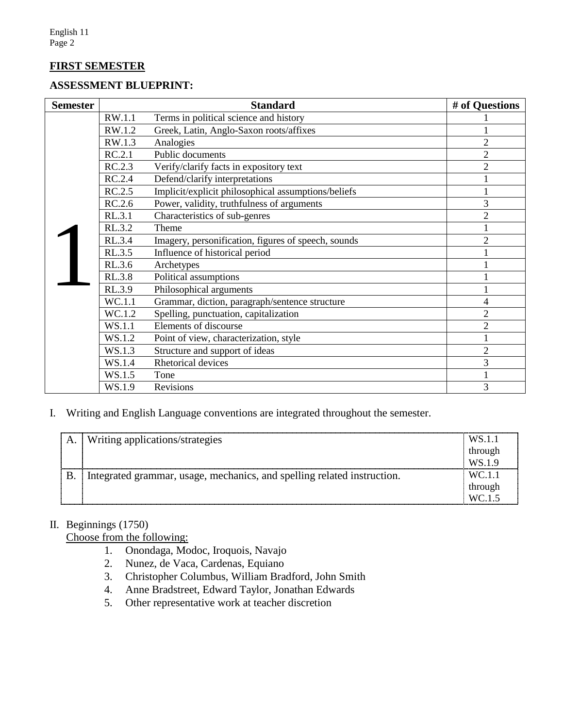## FIRST SEMESTER

**ASSESSMENT BLUEPRINT:**

| Semester | Standard | | # of Questions |
|---|---|---|---|
| 1 | RW.1.1 | Terms in political science and history | 1 |
| | RW.1.2 | Greek, Latin, Anglo-Saxon roots/affixes | 1 |
| | RW.1.3 | Analogies | 2 |
| | RC.2.1 | Public documents | 2 |
| | RC.2.3 | Verify/clarify facts in expository text | 2 |
| | RC.2.4 | Defend/clarify interpretations | 1 |
| | RC.2.5 | Implicit/explicit philosophical assumptions/beliefs | 1 |
| | RC.2.6 | Power, validity, truthfulness of arguments | 3 |
| | RL.3.1 | Characteristics of sub-genres | 2 |
| | RL.3.2 | Theme | 1 |
| | RL.3.4 | Imagery, personification, figures of speech, sounds | 2 |
| | RL.3.5 | Influence of historical period | 1 |
| | RL.3.6 | Archetypes | 1 |
| | RL.3.8 | Political assumptions | 1 |
| | RL.3.9 | Philosophical arguments | 1 |
| | WC.1.1 | Grammar, diction, paragraph/sentence structure | 4 |
| | WC.1.2 | Spelling, punctuation, capitalization | 2 |
| | WS.1.1 | Elements of discourse | 2 |
| | WS.1.2 | Point of view, characterization, style | 1 |
| | WS.1.3 | Structure and support of ideas | 2 |
| | WS.1.4 | Rhetorical devices | 3 |
| | WS.1.5 | Tone | 1 |
| | WS.1.9 | Revisions | 3 |

I. Writing and English Language conventions are integrated throughout the semester.

| | | |
|---|---|---|
| A. | Writing applications/strategies | WS.1.1 through WS.1.9 |
| B. | Integrated grammar, usage, mechanics, and spelling related instruction. | WC.1.1 through WC.1.5 |

II. Beginnings (1750)

Choose from the following:

1. Onondaga, Modoc, Iroquois, Navajo
2. Nunez, de Vaca, Cardenas, Equiano
3. Christopher Columbus, William Bradford, John Smith
4. Anne Bradstreet, Edward Taylor, Jonathan Edwards
5. Other representative work at teacher discretion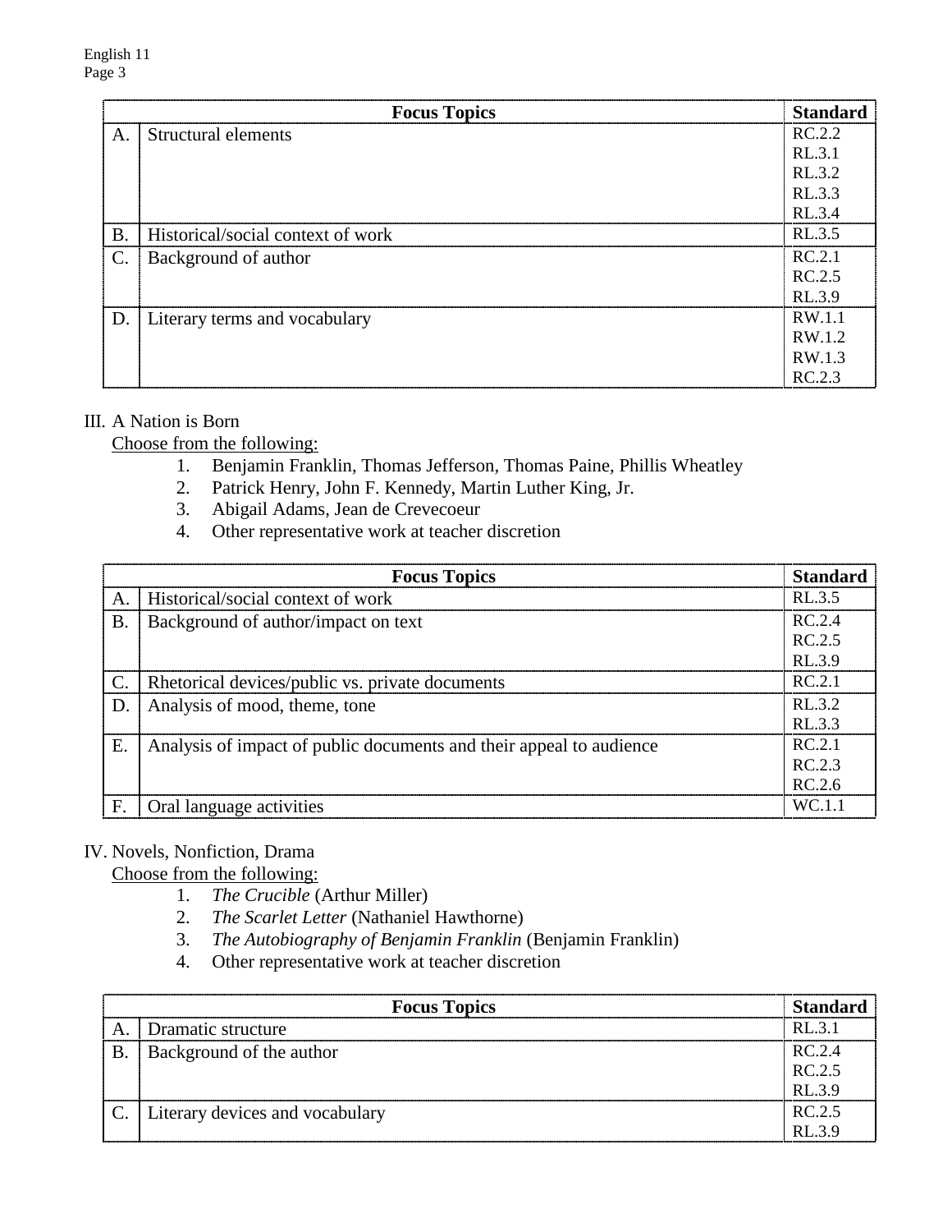| | Focus Topics | Standard |
|---|---|---|
| A. | Structural elements | RC.2.2<br>RL.3.1<br>RL.3.2<br>RL.3.3<br>RL.3.4 |
| B. | Historical/social context of work | RL.3.5 |
| C. | Background of author | RC.2.1<br>RC.2.5<br>RL.3.9 |
| D. | Literary terms and vocabulary | RW.1.1<br>RW.1.2<br>RW.1.3<br>RC.2.3 |

III. A Nation is Born

<u>Choose from the following:</u>

1. Benjamin Franklin, Thomas Jefferson, Thomas Paine, Phillis Wheatley
2. Patrick Henry, John F. Kennedy, Martin Luther King, Jr.
3. Abigail Adams, Jean de Crevecoeur
4. Other representative work at teacher discretion

| | Focus Topics | Standard |
|---|---|---|
| A. | Historical/social context of work | RL.3.5 |
| B. | Background of author/impact on text | RC.2.4<br>RC.2.5<br>RL.3.9 |
| C. | Rhetorical devices/public vs. private documents | RC.2.1 |
| D. | Analysis of mood, theme, tone | RL.3.2<br>RL.3.3 |
| E. | Analysis of impact of public documents and their appeal to audience | RC.2.1<br>RC.2.3<br>RC.2.6 |
| F. | Oral language activities | WC.1.1 |

IV. Novels, Nonfiction, Drama

<u>Choose from the following:</u>

1. *The Crucible* (Arthur Miller)
2. *The Scarlet Letter* (Nathaniel Hawthorne)
3. *The Autobiography of Benjamin Franklin* (Benjamin Franklin)
4. Other representative work at teacher discretion

| | Focus Topics | Standard |
|---|---|---|
| A. | Dramatic structure | RL.3.1 |
| B. | Background of the author | RC.2.4<br>RC.2.5<br>RL.3.9 |
| C. | Literary devices and vocabulary | RC.2.5<br>RL.3.9 |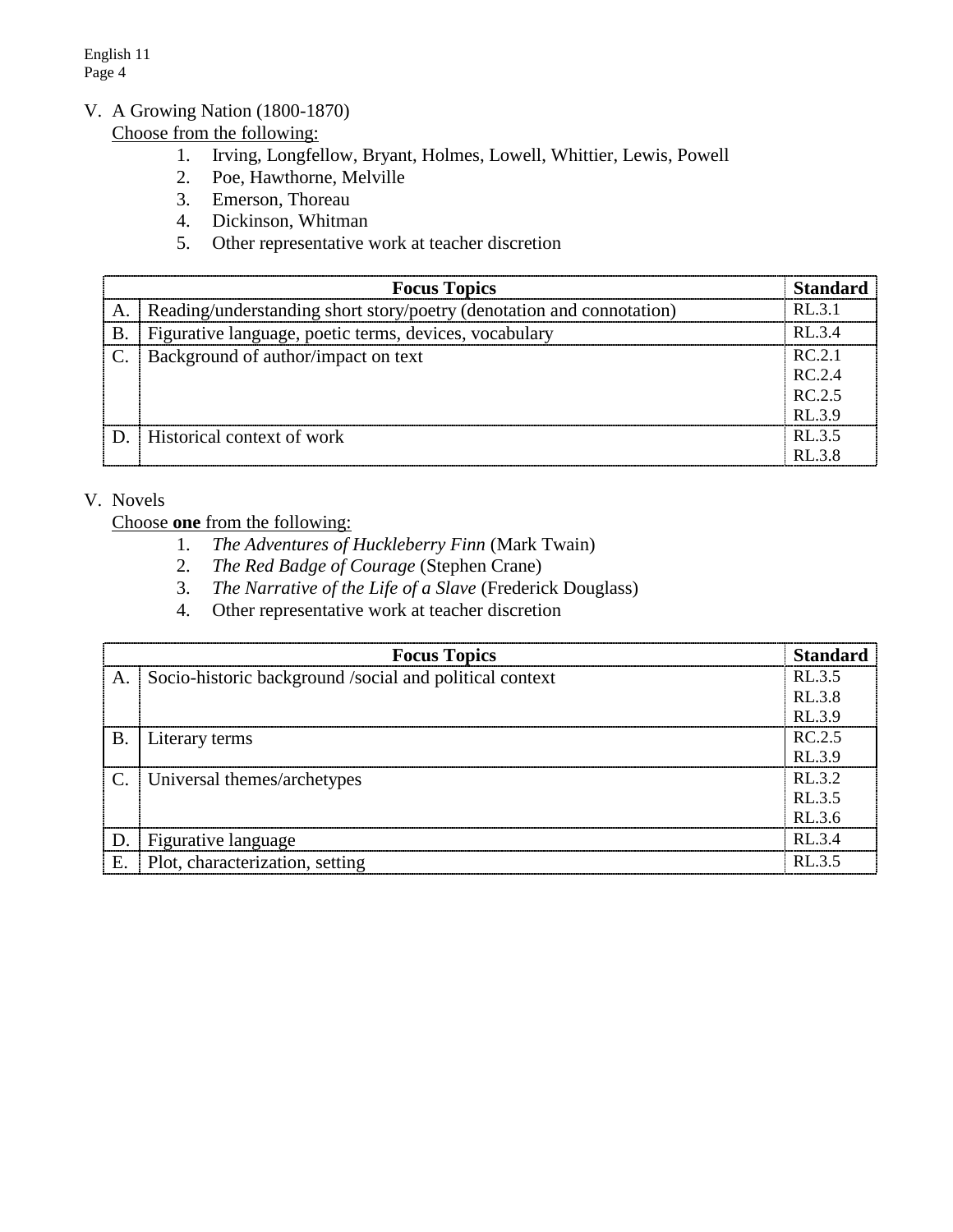V. A Growing Nation (1800-1870)

<u>Choose from the following:</u>

1. Irving, Longfellow, Bryant, Holmes, Lowell, Whittier, Lewis, Powell
2. Poe, Hawthorne, Melville
3. Emerson, Thoreau
4. Dickinson, Whitman
5. Other representative work at teacher discretion

| | Focus Topics | Standard |
|---|---|---|
| A. | Reading/understanding short story/poetry (denotation and connotation) | RL.3.1 |
| B. | Figurative language, poetic terms, devices, vocabulary | RL.3.4 |
| C. | Background of author/impact on text | RC.2.1<br>RC.2.4<br>RC.2.5<br>RL.3.9 |
| D. | Historical context of work | RL.3.5<br>RL.3.8 |

V. Novels

<u>Choose **one** from the following:</u>

1. *The Adventures of Huckleberry Finn* (Mark Twain)
2. *The Red Badge of Courage* (Stephen Crane)
3. *The Narrative of the Life of a Slave* (Frederick Douglass)
4. Other representative work at teacher discretion

| | Focus Topics | Standard |
|---|---|---|
| A. | Socio-historic background /social and political context | RL.3.5<br>RL.3.8<br>RL.3.9 |
| B. | Literary terms | RC.2.5<br>RL.3.9 |
| C. | Universal themes/archetypes | RL.3.2<br>RL.3.5<br>RL.3.6 |
| D. | Figurative language | RL.3.4 |
| E. | Plot, characterization, setting | RL.3.5 |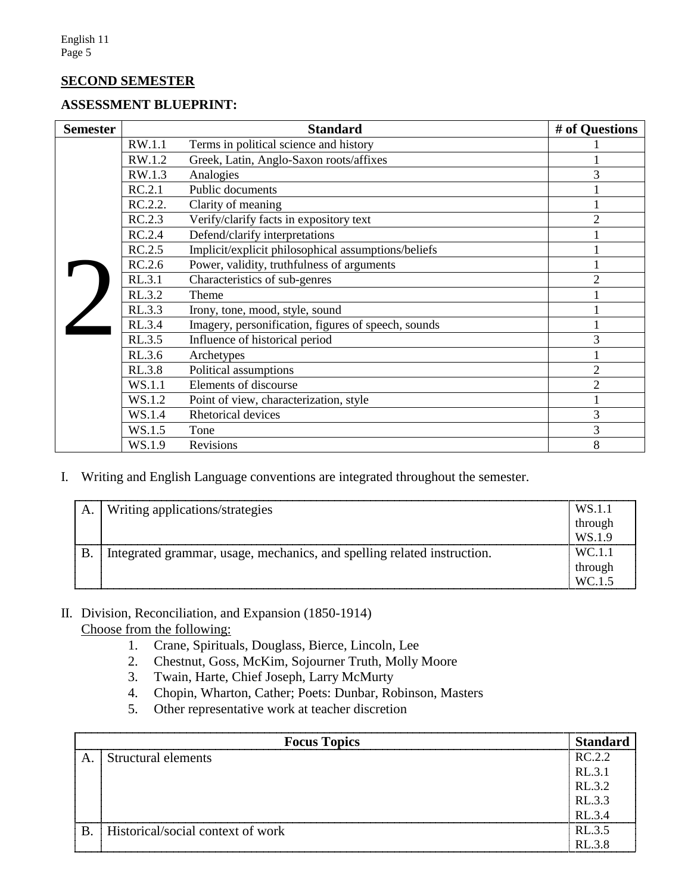## SECOND SEMESTER

### ASSESSMENT BLUEPRINT:

| Semester | Standard | | # of Questions |
|---|---|---|---|
| 2 | RW.1.1 | Terms in political science and history | 1 |
| | RW.1.2 | Greek, Latin, Anglo-Saxon roots/affixes | 1 |
| | RW.1.3 | Analogies | 3 |
| | RC.2.1 | Public documents | 1 |
| | RC.2.2. | Clarity of meaning | 1 |
| | RC.2.3 | Verify/clarify facts in expository text | 2 |
| | RC.2.4 | Defend/clarify interpretations | 1 |
| | RC.2.5 | Implicit/explicit philosophical assumptions/beliefs | 1 |
| | RC.2.6 | Power, validity, truthfulness of arguments | 1 |
| | RL.3.1 | Characteristics of sub-genres | 2 |
| | RL.3.2 | Theme | 1 |
| | RL.3.3 | Irony, tone, mood, style, sound | 1 |
| | RL.3.4 | Imagery, personification, figures of speech, sounds | 1 |
| | RL.3.5 | Influence of historical period | 3 |
| | RL.3.6 | Archetypes | 1 |
| | RL.3.8 | Political assumptions | 2 |
| | WS.1.1 | Elements of discourse | 2 |
| | WS.1.2 | Point of view, characterization, style | 1 |
| | WS.1.4 | Rhetorical devices | 3 |
| | WS.1.5 | Tone | 3 |
| | WS.1.9 | Revisions | 8 |

I. Writing and English Language conventions are integrated throughout the semester.

| | | |
|---|---|---|
| A. | Writing applications/strategies | WS.1.1 through WS.1.9 |
| B. | Integrated grammar, usage, mechanics, and spelling related instruction. | WC.1.1 through WC.1.5 |

II. Division, Reconciliation, and Expansion (1850-1914)
Choose from the following:
1. Crane, Spirituals, Douglass, Bierce, Lincoln, Lee
2. Chestnut, Goss, McKim, Sojourner Truth, Molly Moore
3. Twain, Harte, Chief Joseph, Larry McMurty
4. Chopin, Wharton, Cather; Poets: Dunbar, Robinson, Masters
5. Other representative work at teacher discretion

| Focus Topics | | Standard |
|---|---|---|
| A. | Structural elements | RC.2.2<br>RL.3.1<br>RL.3.2<br>RL.3.3<br>RL.3.4 |
| B. | Historical/social context of work | RL.3.5<br>RL.3.8 |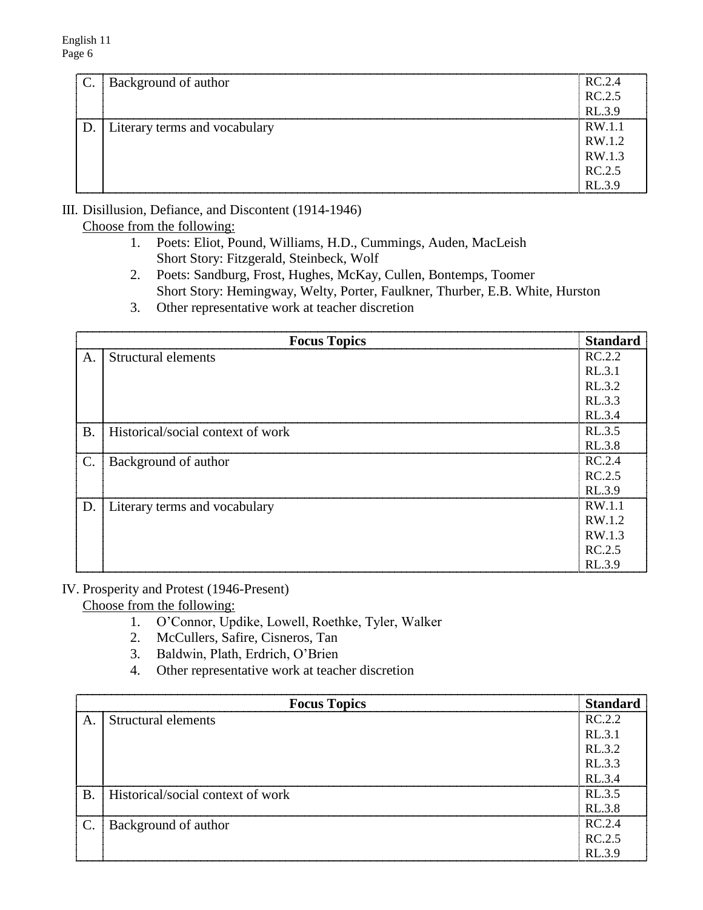| | | |
|---|---|---|
| C. | Background of author | RC.2.4<br>RC.2.5<br>RL.3.9 |
| D. | Literary terms and vocabulary | RW.1.1<br>RW.1.2<br>RW.1.3<br>RC.2.5<br>RL.3.9 |

III. Disillusion, Defiance, and Discontent (1914-1946)

<u>Choose from the following:</u>

1. Poets: Eliot, Pound, Williams, H.D., Cummings, Auden, MacLeish
   Short Story: Fitzgerald, Steinbeck, Wolf
2. Poets: Sandburg, Frost, Hughes, McKay, Cullen, Bontemps, Toomer
   Short Story: Hemingway, Welty, Porter, Faulkner, Thurber, E.B. White, Hurston
3. Other representative work at teacher discretion

| | **Focus Topics** | **Standard** |
|---|---|---|
| A. | Structural elements | RC.2.2<br>RL.3.1<br>RL.3.2<br>RL.3.3<br>RL.3.4 |
| B. | Historical/social context of work | RL.3.5<br>RL.3.8 |
| C. | Background of author | RC.2.4<br>RC.2.5<br>RL.3.9 |
| D. | Literary terms and vocabulary | RW.1.1<br>RW.1.2<br>RW.1.3<br>RC.2.5<br>RL.3.9 |

IV. Prosperity and Protest (1946-Present)

<u>Choose from the following:</u>

1. O'Connor, Updike, Lowell, Roethke, Tyler, Walker
2. McCullers, Safire, Cisneros, Tan
3. Baldwin, Plath, Erdrich, O'Brien
4. Other representative work at teacher discretion

| | **Focus Topics** | **Standard** |
|---|---|---|
| A. | Structural elements | RC.2.2<br>RL.3.1<br>RL.3.2<br>RL.3.3<br>RL.3.4 |
| B. | Historical/social context of work | RL.3.5<br>RL.3.8 |
| C. | Background of author | RC.2.4<br>RC.2.5<br>RL.3.9 |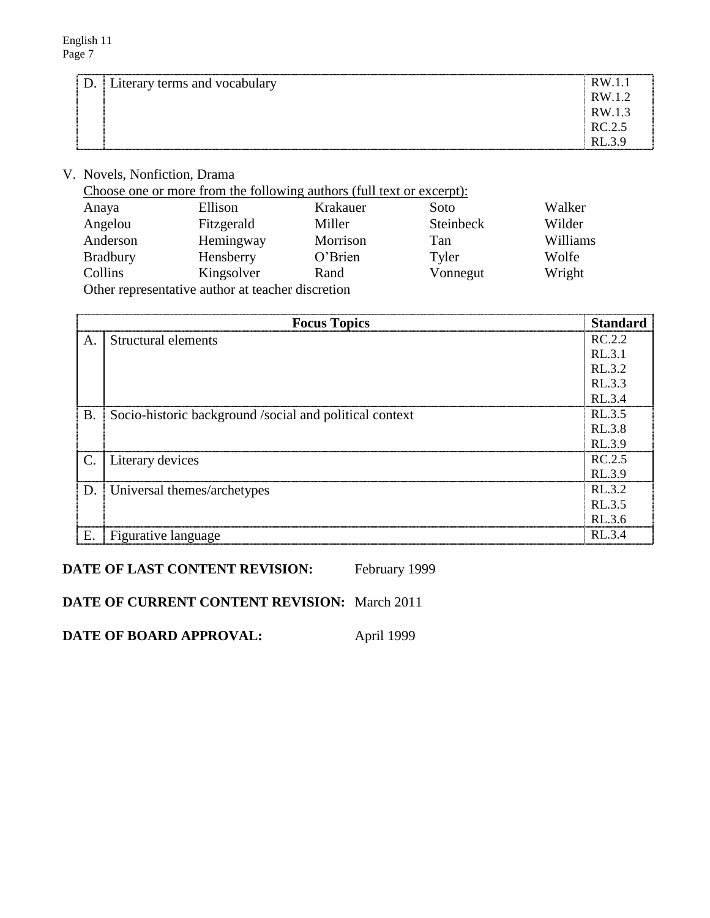| D. | Literary terms and vocabulary | RW.1.1<br>RW.1.2<br>RW.1.3<br>RC.2.5<br>RL.3.9 |
|---|---|---|

V. Novels, Nonfiction, Drama

Choose one or more from the following authors (full text or excerpt):

| | | | | |
|---|---|---|---|---|
| Anaya | Ellison | Krakauer | Soto | Walker |
| Angelou | Fitzgerald | Miller | Steinbeck | Wilder |
| Anderson | Hemingway | Morrison | Tan | Williams |
| Bradbury | Hensberry | O'Brien | Tyler | Wolfe |
| Collins | Kingsolver | Rand | Vonnegut | Wright |

Other representative author at teacher discretion

| | Focus Topics | Standard |
|---|---|---|
| A. | Structural elements | RC.2.2<br>RL.3.1<br>RL.3.2<br>RL.3.3<br>RL.3.4 |
| B. | Socio-historic background /social and political context | RL.3.5<br>RL.3.8<br>RL.3.9 |
| C. | Literary devices | RC.2.5<br>RL.3.9 |
| D. | Universal themes/archetypes | RL.3.2<br>RL.3.5<br>RL.3.6 |
| E. | Figurative language | RL.3.4 |

**DATE OF LAST CONTENT REVISION:** February 1999

**DATE OF CURRENT CONTENT REVISION:** March 2011

**DATE OF BOARD APPROVAL:** April 1999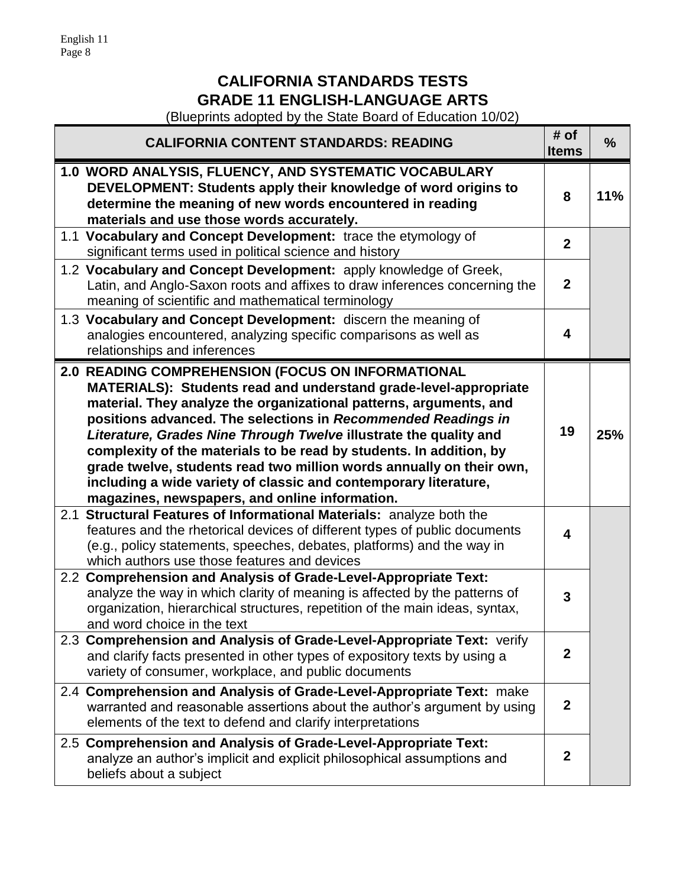# CALIFORNIA STANDARDS TESTS
# GRADE 11 ENGLISH-LANGUAGE ARTS

(Blueprints adopted by the State Board of Education 10/02)

| CALIFORNIA CONTENT STANDARDS: READING | # of Items | % |
|---|---|---|
| **1.0 WORD ANALYSIS, FLUENCY, AND SYSTEMATIC VOCABULARY DEVELOPMENT: Students apply their knowledge of word origins to determine the meaning of new words encountered in reading materials and use those words accurately.** | **8** | **11%** |
| 1.1 **Vocabulary and Concept Development:** trace the etymology of significant terms used in political science and history | **2** | |
| 1.2 **Vocabulary and Concept Development:** apply knowledge of Greek, Latin, and Anglo-Saxon roots and affixes to draw inferences concerning the meaning of scientific and mathematical terminology | **2** | |
| 1.3 **Vocabulary and Concept Development:** discern the meaning of analogies encountered, analyzing specific comparisons as well as relationships and inferences | **4** | |
| **2.0 READING COMPREHENSION (FOCUS ON INFORMATIONAL MATERIALS): Students read and understand grade-level-appropriate material. They analyze the organizational patterns, arguments, and positions advanced. The selections in *Recommended Readings in Literature, Grades Nine Through Twelve* illustrate the quality and complexity of the materials to be read by students. In addition, by grade twelve, students read two million words annually on their own, including a wide variety of classic and contemporary literature, magazines, newspapers, and online information.** | **19** | **25%** |
| 2.1 **Structural Features of Informational Materials:** analyze both the features and the rhetorical devices of different types of public documents (e.g., policy statements, speeches, debates, platforms) and the way in which authors use those features and devices | **4** | |
| 2.2 **Comprehension and Analysis of Grade-Level-Appropriate Text:** analyze the way in which clarity of meaning is affected by the patterns of organization, hierarchical structures, repetition of the main ideas, syntax, and word choice in the text | **3** | |
| 2.3 **Comprehension and Analysis of Grade-Level-Appropriate Text:** verify and clarify facts presented in other types of expository texts by using a variety of consumer, workplace, and public documents | **2** | |
| 2.4 **Comprehension and Analysis of Grade-Level-Appropriate Text:** make warranted and reasonable assertions about the author's argument by using elements of the text to defend and clarify interpretations | **2** | |
| 2.5 **Comprehension and Analysis of Grade-Level-Appropriate Text:** analyze an author's implicit and explicit philosophical assumptions and beliefs about a subject | **2** | |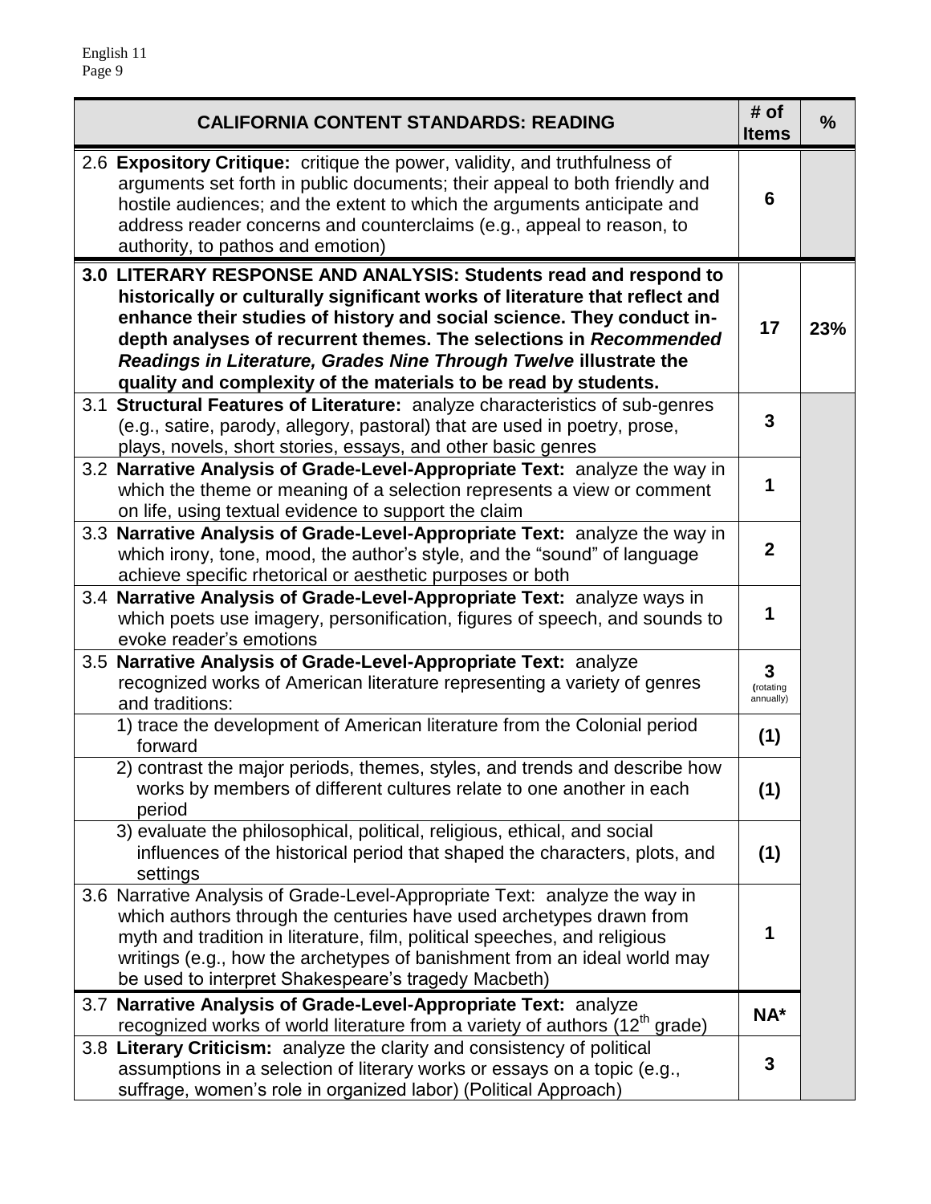| CALIFORNIA CONTENT STANDARDS: READING | # of Items | % |
|---|---|---|
| 2.6 **Expository Critique:** critique the power, validity, and truthfulness of arguments set forth in public documents; their appeal to both friendly and hostile audiences; and the extent to which the arguments anticipate and address reader concerns and counterclaims (e.g., appeal to reason, to authority, to pathos and emotion) | 6 | |
| **3.0 LITERARY RESPONSE AND ANALYSIS: Students read and respond to historically or culturally significant works of literature that reflect and enhance their studies of history and social science. They conduct in-depth analyses of recurrent themes. The selections in *Recommended Readings in Literature, Grades Nine Through Twelve* illustrate the quality and complexity of the materials to be read by students.** | **17** | **23%** |
| 3.1 **Structural Features of Literature:** analyze characteristics of sub-genres (e.g., satire, parody, allegory, pastoral) that are used in poetry, prose, plays, novels, short stories, essays, and other basic genres | 3 | |
| 3.2 **Narrative Analysis of Grade-Level-Appropriate Text:** analyze the way in which the theme or meaning of a selection represents a view or comment on life, using textual evidence to support the claim | 1 | |
| 3.3 **Narrative Analysis of Grade-Level-Appropriate Text:** analyze the way in which irony, tone, mood, the author's style, and the "sound" of language achieve specific rhetorical or aesthetic purposes or both | 2 | |
| 3.4 **Narrative Analysis of Grade-Level-Appropriate Text:** analyze ways in which poets use imagery, personification, figures of speech, and sounds to evoke reader's emotions | 1 | |
| 3.5 **Narrative Analysis of Grade-Level-Appropriate Text:** analyze recognized works of American literature representing a variety of genres and traditions: | 3 (rotating annually) | |
| 1) trace the development of American literature from the Colonial period forward | (1) | |
| 2) contrast the major periods, themes, styles, and trends and describe how works by members of different cultures relate to one another in each period | (1) | |
| 3) evaluate the philosophical, political, religious, ethical, and social influences of the historical period that shaped the characters, plots, and settings | (1) | |
| 3.6 Narrative Analysis of Grade-Level-Appropriate Text: analyze the way in which authors through the centuries have used archetypes drawn from myth and tradition in literature, film, political speeches, and religious writings (e.g., how the archetypes of banishment from an ideal world may be used to interpret Shakespeare's tragedy Macbeth) | 1 | |
| 3.7 **Narrative Analysis of Grade-Level-Appropriate Text:** analyze recognized works of world literature from a variety of authors (12th grade) | NA* | |
| 3.8 **Literary Criticism:** analyze the clarity and consistency of political assumptions in a selection of literary works or essays on a topic (e.g., suffrage, women's role in organized labor) (Political Approach) | 3 | |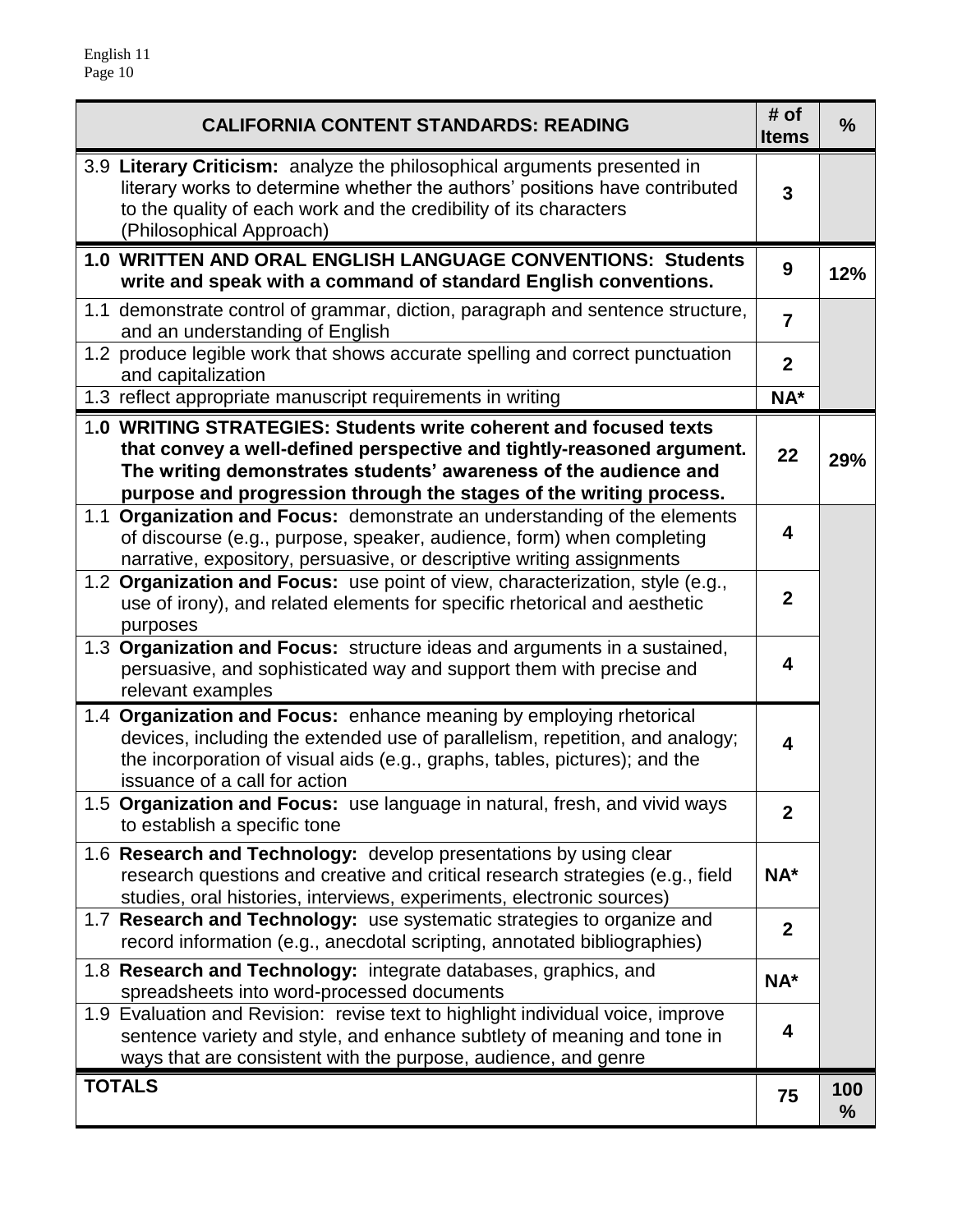| CALIFORNIA CONTENT STANDARDS: READING | # of Items | % |
|---|---|---|
| 3.9 **Literary Criticism:** analyze the philosophical arguments presented in literary works to determine whether the authors' positions have contributed to the quality of each work and the credibility of its characters (Philosophical Approach) | 3 | |
| **1.0 WRITTEN AND ORAL ENGLISH LANGUAGE CONVENTIONS: Students write and speak with a command of standard English conventions.** | **9** | **12%** |
| 1.1 demonstrate control of grammar, diction, paragraph and sentence structure, and an understanding of English | **7** | |
| 1.2 produce legible work that shows accurate spelling and correct punctuation and capitalization | **2** | |
| 1.3 reflect appropriate manuscript requirements in writing | **NA*** | |
| **1.0 WRITING STRATEGIES: Students write coherent and focused texts that convey a well-defined perspective and tightly-reasoned argument. The writing demonstrates students' awareness of the audience and purpose and progression through the stages of the writing process.** | **22** | **29%** |
| 1.1 **Organization and Focus:** demonstrate an understanding of the elements of discourse (e.g., purpose, speaker, audience, form) when completing narrative, expository, persuasive, or descriptive writing assignments | **4** | |
| 1.2 **Organization and Focus:** use point of view, characterization, style (e.g., use of irony), and related elements for specific rhetorical and aesthetic purposes | **2** | |
| 1.3 **Organization and Focus:** structure ideas and arguments in a sustained, persuasive, and sophisticated way and support them with precise and relevant examples | **4** | |
| 1.4 **Organization and Focus:** enhance meaning by employing rhetorical devices, including the extended use of parallelism, repetition, and analogy; the incorporation of visual aids (e.g., graphs, tables, pictures); and the issuance of a call for action | **4** | |
| 1.5 **Organization and Focus:** use language in natural, fresh, and vivid ways to establish a specific tone | **2** | |
| 1.6 **Research and Technology:** develop presentations by using clear research questions and creative and critical research strategies (e.g., field studies, oral histories, interviews, experiments, electronic sources) | **NA*** | |
| 1.7 **Research and Technology:** use systematic strategies to organize and record information (e.g., anecdotal scripting, annotated bibliographies) | **2** | |
| 1.8 **Research and Technology:** integrate databases, graphics, and spreadsheets into word-processed documents | **NA*** | |
| 1.9 Evaluation and Revision: revise text to highlight individual voice, improve sentence variety and style, and enhance subtlety of meaning and tone in ways that are consistent with the purpose, audience, and genre | **4** | |
| **TOTALS** | **75** | **100 %** |